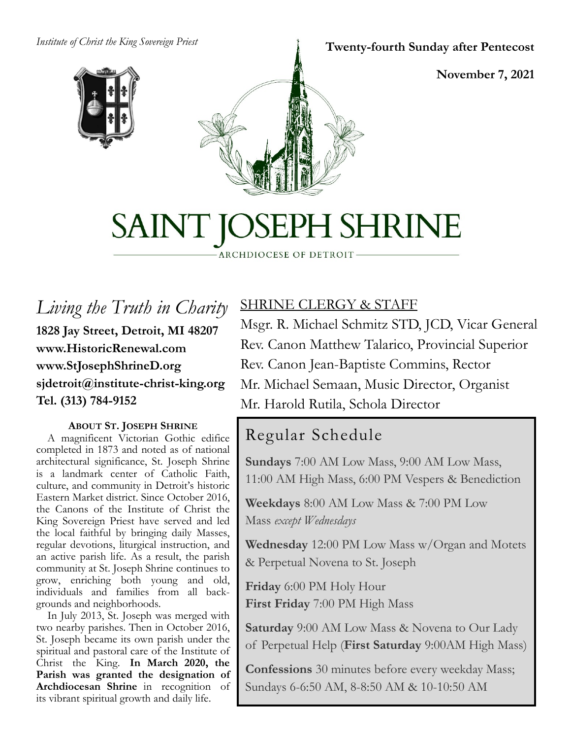*Institute of Christ the King Sovereign Priest*

**Twenty-fourth Sunday after Pentecost**

**November 7, 2021**

# SAINT JOSEPH SHRINE

ARCHDIOCESE OF DETROIT

## *Living the Truth in Charity*

**1828 Jay Street, Detroit, MI 48207**
**www.HistoricRenewal.com**
**www.StJosephShrineD.org**
**sjdetroit@institute-christ-king.org**
**Tel. (313) 784-9152**

### ABOUT ST. JOSEPH SHRINE

A magnificent Victorian Gothic edifice completed in 1873 and noted as of national architectural significance, St. Joseph Shrine is a landmark center of Catholic Faith, culture, and community in Detroit's historic Eastern Market district. Since October 2016, the Canons of the Institute of Christ the King Sovereign Priest have served and led the local faithful by bringing daily Masses, regular devotions, liturgical instruction, and an active parish life. As a result, the parish community at St. Joseph Shrine continues to grow, enriching both young and old, individuals and families from all backgrounds and neighborhoods.

In July 2013, St. Joseph was merged with two nearby parishes. Then in October 2016, St. Joseph became its own parish under the spiritual and pastoral care of the Institute of Christ the King. **In March 2020, the Parish was granted the designation of Archdiocesan Shrine** in recognition of its vibrant spiritual growth and daily life.

## SHRINE CLERGY & STAFF

Msgr. R. Michael Schmitz STD, JCD, Vicar General
Rev. Canon Matthew Talarico, Provincial Superior
Rev. Canon Jean-Baptiste Commins, Rector
Mr. Michael Semaan, Music Director, Organist
Mr. Harold Rutila, Schola Director

## Regular Schedule

**Sundays** 7:00 AM Low Mass, 9:00 AM Low Mass, 11:00 AM High Mass, 6:00 PM Vespers & Benediction

**Weekdays** 8:00 AM Low Mass & 7:00 PM Low Mass *except Wednesdays*

**Wednesday** 12:00 PM Low Mass w/Organ and Motets & Perpetual Novena to St. Joseph

**Friday** 6:00 PM Holy Hour
**First Friday** 7:00 PM High Mass

**Saturday** 9:00 AM Low Mass & Novena to Our Lady of Perpetual Help (**First Saturday** 9:00AM High Mass)

**Confessions** 30 minutes before every weekday Mass; Sundays 6-6:50 AM, 8-8:50 AM & 10-10:50 AM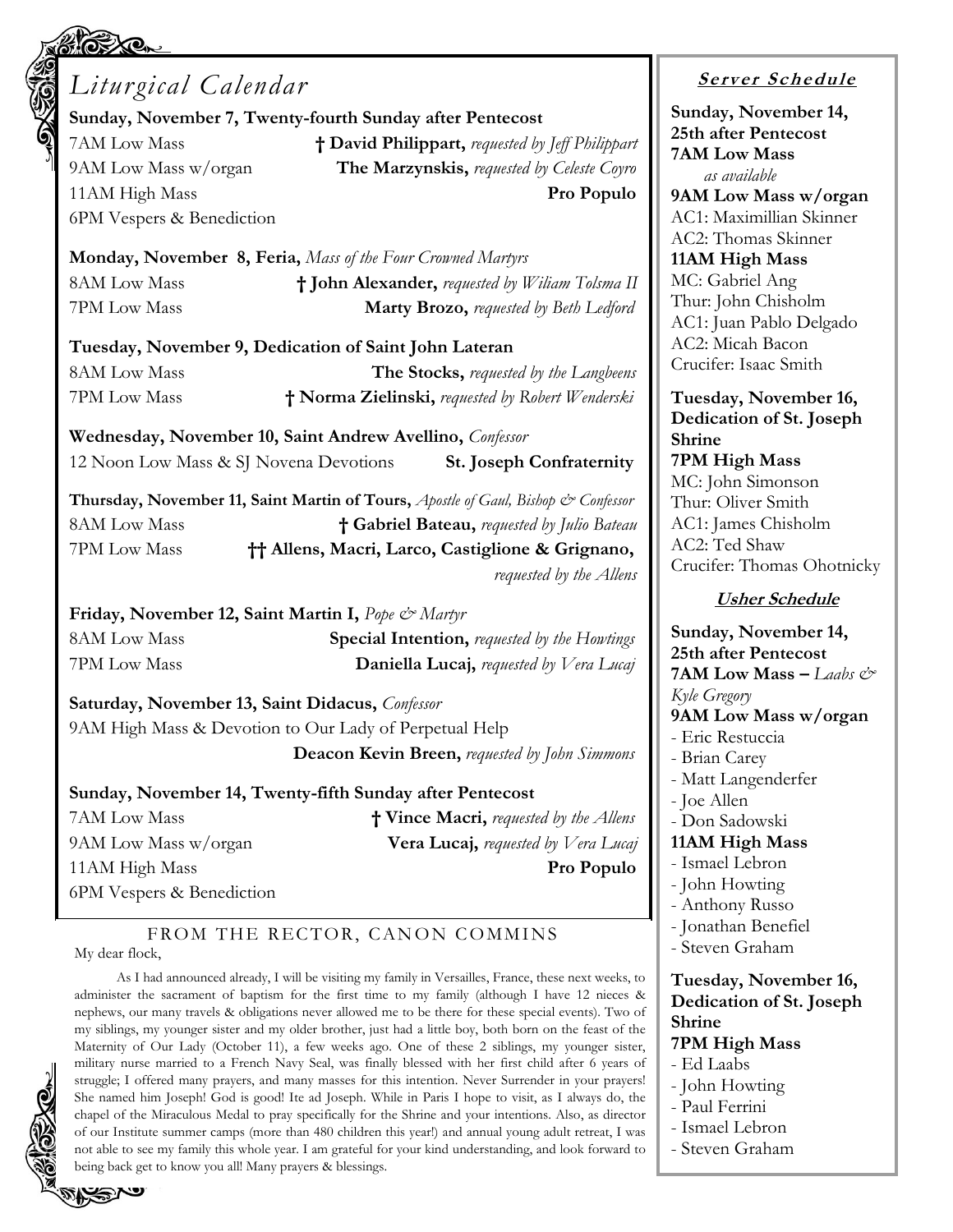# Liturgical Calendar

**Sunday, November 7, Twenty-fourth Sunday after Pentecost**

7AM Low Mass — **† David Philippart,** *requested by Jeff Philippart*
9AM Low Mass w/organ — **The Marzynskis,** *requested by Celeste Coyro*
11AM High Mass — **Pro Populo**
6PM Vespers & Benediction

**Monday, November 8, Feria,** *Mass of the Four Crowned Martyrs*

8AM Low Mass — **† John Alexander,** *requested by Wiliam Tolsma II*
7PM Low Mass — **Marty Brozo,** *requested by Beth Ledford*

**Tuesday, November 9, Dedication of Saint John Lateran**

8AM Low Mass — **The Stocks,** *requested by the Langbeens*
7PM Low Mass — **† Norma Zielinski,** *requested by Robert Wenderski*

**Wednesday, November 10, Saint Andrew Avellino,** *Confessor*

12 Noon Low Mass & SJ Novena Devotions — **St. Joseph Confraternity**

**Thursday, November 11, Saint Martin of Tours,** *Apostle of Gaul, Bishop & Confessor*

8AM Low Mass — **† Gabriel Bateau,** *requested by Julio Bateau*
7PM Low Mass — **†† Allens, Macri, Larco, Castiglione & Grignano,** *requested by the Allens*

**Friday, November 12, Saint Martin I,** *Pope & Martyr*

8AM Low Mass — **Special Intention,** *requested by the Howtings*
7PM Low Mass — **Daniella Lucaj,** *requested by Vera Lucaj*

**Saturday, November 13, Saint Didacus,** *Confessor*

9AM High Mass & Devotion to Our Lady of Perpetual Help — **Deacon Kevin Breen,** *requested by John Simmons*

**Sunday, November 14, Twenty-fifth Sunday after Pentecost**

7AM Low Mass — **† Vince Macri,** *requested by the Allens*
9AM Low Mass w/organ — **Vera Lucaj,** *requested by Vera Lucaj*
11AM High Mass — **Pro Populo**
6PM Vespers & Benediction

## FROM THE RECTOR, CANON COMMINS

My dear flock,

As I had announced already, I will be visiting my family in Versailles, France, these next weeks, to administer the sacrament of baptism for the first time to my family (although I have 12 nieces & nephews, our many travels & obligations never allowed me to be there for these special events). Two of my siblings, my younger sister and my older brother, just had a little boy, both born on the feast of the Maternity of Our Lady (October 11), a few weeks ago. One of these 2 siblings, my younger sister, military nurse married to a French Navy Seal, was finally blessed with her first child after 6 years of struggle; I offered many prayers, and many masses for this intention. Never Surrender in your prayers! She named him Joseph! God is good! Ite ad Joseph. While in Paris I hope to visit, as I always do, the chapel of the Miraculous Medal to pray specifically for the Shrine and your intentions. Also, as director of our Institute summer camps (more than 480 children this year!) and annual young adult retreat, I was not able to see my family this whole year. I am grateful for your kind understanding, and look forward to being back get to know you all! Many prayers & blessings.

## Server Schedule

**Sunday, November 14, 25th after Pentecost**

**7AM Low Mass**
*as available*

**9AM Low Mass w/organ**
AC1: Maximillian Skinner
AC2: Thomas Skinner

**11AM High Mass**
MC: Gabriel Ang
Thur: John Chisholm
AC1: Juan Pablo Delgado
AC2: Micah Bacon
Crucifer: Isaac Smith

**Tuesday, November 16, Dedication of St. Joseph Shrine**

**7PM High Mass**
MC: John Simonson
Thur: Oliver Smith
AC1: James Chisholm
AC2: Ted Shaw
Crucifer: Thomas Ohotnicky

## Usher Schedule

**Sunday, November 14, 25th after Pentecost**

**7AM Low Mass –** *Laabs & Kyle Gregory*

**9AM Low Mass w/organ**
- Eric Restuccia
- Brian Carey
- Matt Langenderfer
- Joe Allen
- Don Sadowski

**11AM High Mass**
- Ismael Lebron
- John Howting
- Anthony Russo
- Jonathan Benefiel
- Steven Graham

**Tuesday, November 16, Dedication of St. Joseph Shrine**

**7PM High Mass**
- Ed Laabs
- John Howting
- Paul Ferrini
- Ismael Lebron
- Steven Graham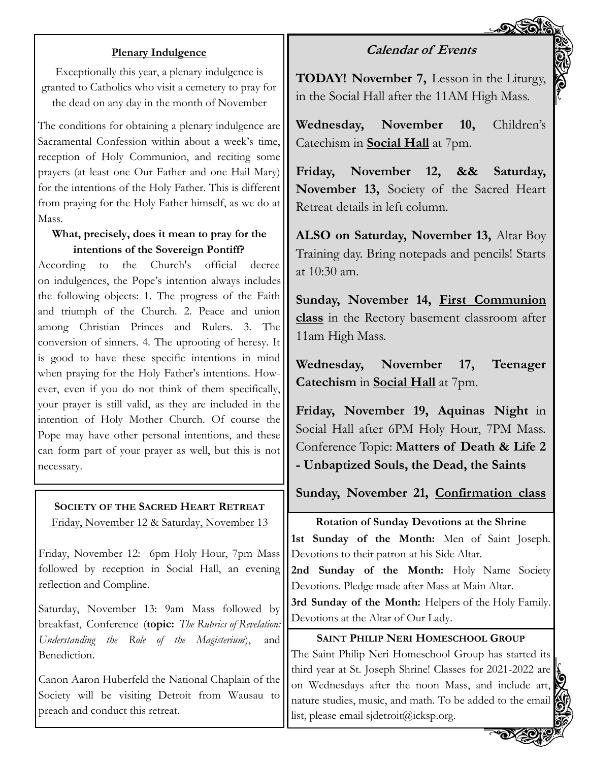## Plenary Indulgence

Exceptionally this year, a plenary indulgence is granted to Catholics who visit a cemetery to pray for the dead on any day in the month of November

The conditions for obtaining a plenary indulgence are Sacramental Confession within about a week's time, reception of Holy Communion, and reciting some prayers (at least one Our Father and one Hail Mary) for the intentions of the Holy Father. This is different from praying for the Holy Father himself, as we do at Mass.

**What, precisely, does it mean to pray for the intentions of the Sovereign Pontiff?**

According to the Church's official decree on indulgences, the Pope's intention always includes the following objects: 1. The progress of the Faith and triumph of the Church. 2. Peace and union among Christian Princes and Rulers. 3. The conversion of sinners. 4. The uprooting of heresy. It is good to have these specific intentions in mind when praying for the Holy Father's intentions. However, even if you do not think of them specifically, your prayer is still valid, as they are included in the intention of Holy Mother Church. Of course the Pope may have other personal intentions, and these can form part of your prayer as well, but this is not necessary.

## Society of the Sacred Heart Retreat

Friday, November 12 & Saturday, November 13

Friday, November 12: 6pm Holy Hour, 7pm Mass followed by reception in Social Hall, an evening reflection and Compline.

Saturday, November 13: 9am Mass followed by breakfast, Conference (**topic:** *The Rubrics of Revelation: Understanding the Role of the Magisterium*), and Benediction.

Canon Aaron Huberfeld the National Chaplain of the Society will be visiting Detroit from Wausau to preach and conduct this retreat.

## *Calendar of Events*

**TODAY! November 7,** Lesson in the Liturgy, in the Social Hall after the 11AM High Mass.

**Wednesday, November 10,** Children's Catechism in **Social Hall** at 7pm.

**Friday, November 12, && Saturday, November 13,** Society of the Sacred Heart Retreat details in left column.

**ALSO on Saturday, November 13,** Altar Boy Training day. Bring notepads and pencils! Starts at 10:30 am.

**Sunday, November 14, First Communion class** in the Rectory basement classroom after 11am High Mass.

**Wednesday, November 17, Teenager Catechism** in **Social Hall** at 7pm.

**Friday, November 19, Aquinas Night** in Social Hall after 6PM Holy Hour, 7PM Mass. Conference Topic: **Matters of Death & Life 2 - Unbaptized Souls, the Dead, the Saints**

**Sunday, November 21, Confirmation class**

## Rotation of Sunday Devotions at the Shrine

**1st Sunday of the Month:** Men of Saint Joseph. Devotions to their patron at his Side Altar.

**2nd Sunday of the Month:** Holy Name Society Devotions. Pledge made after Mass at Main Altar.

**3rd Sunday of the Month:** Helpers of the Holy Family. Devotions at the Altar of Our Lady.

## Saint Philip Neri Homeschool Group

The Saint Philip Neri Homeschool Group has started its third year at St. Joseph Shrine! Classes for 2021-2022 are on Wednesdays after the noon Mass, and include art, nature studies, music, and math. To be added to the email list, please email sjdetroit@icksp.org.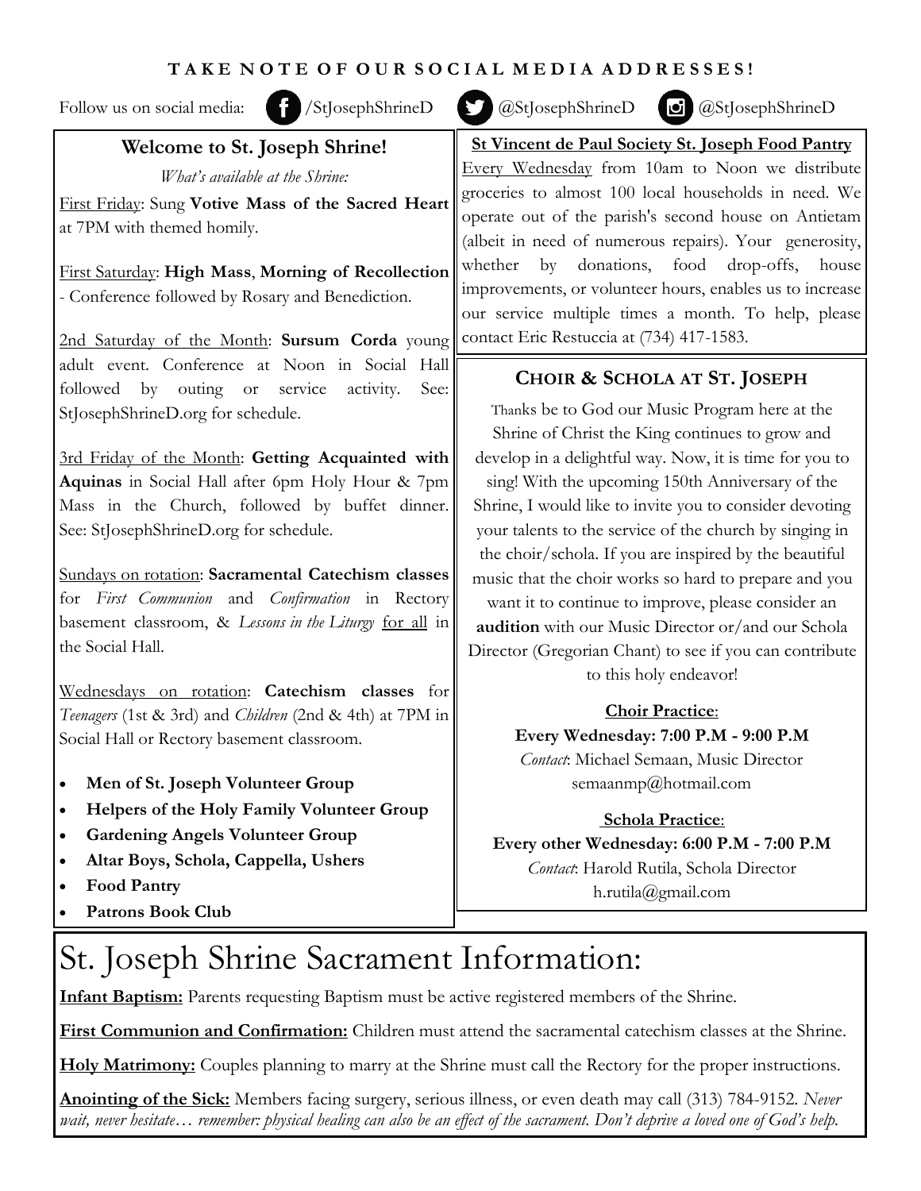**TAKE NOTE OF OUR SOCIAL MEDIA ADDRESSES!**

Follow us on social media: /StJosephShrineD @StJosephShrineD @StJosephShrineD

## Welcome to St. Joseph Shrine!

*What's available at the Shrine:*

First Friday: Sung **Votive Mass of the Sacred Heart** at 7PM with themed homily.

First Saturday: **High Mass**, **Morning of Recollection** - Conference followed by Rosary and Benediction.

2nd Saturday of the Month: **Sursum Corda** young adult event. Conference at Noon in Social Hall followed by outing or service activity. See: StJosephShrineD.org for schedule.

3rd Friday of the Month: **Getting Acquainted with Aquinas** in Social Hall after 6pm Holy Hour & 7pm Mass in the Church, followed by buffet dinner. See: StJosephShrineD.org for schedule.

Sundays on rotation: **Sacramental Catechism classes** for *First Communion* and *Confirmation* in Rectory basement classroom, & *Lessons in the Liturgy* for all in the Social Hall.

Wednesdays on rotation: **Catechism classes** for *Teenagers* (1st & 3rd) and *Children* (2nd & 4th) at 7PM in Social Hall or Rectory basement classroom.

- **Men of St. Joseph Volunteer Group**
- **Helpers of the Holy Family Volunteer Group**
- **Gardening Angels Volunteer Group**
- **Altar Boys, Schola, Cappella, Ushers**
- **Food Pantry**
- **Patrons Book Club**

## St Vincent de Paul Society St. Joseph Food Pantry

Every Wednesday from 10am to Noon we distribute groceries to almost 100 local households in need. We operate out of the parish's second house on Antietam (albeit in need of numerous repairs). Your generosity, whether by donations, food drop-offs, house improvements, or volunteer hours, enables us to increase our service multiple times a month. To help, please contact Eric Restuccia at (734) 417-1583.

## CHOIR & SCHOLA AT ST. JOSEPH

Thanks be to God our Music Program here at the Shrine of Christ the King continues to grow and develop in a delightful way. Now, it is time for you to sing! With the upcoming 150th Anniversary of the Shrine, I would like to invite you to consider devoting your talents to the service of the church by singing in the choir/schola. If you are inspired by the beautiful music that the choir works so hard to prepare and you want it to continue to improve, please consider an **audition** with our Music Director or/and our Schola Director (Gregorian Chant) to see if you can contribute to this holy endeavor!

**Choir Practice**:
**Every Wednesday: 7:00 P.M - 9:00 P.M**
*Contact*: Michael Semaan, Music Director
semaanmp@hotmail.com

**Schola Practice**:
**Every other Wednesday: 6:00 P.M - 7:00 P.M**
*Contact*: Harold Rutila, Schola Director
h.rutila@gmail.com

# St. Joseph Shrine Sacrament Information:

**Infant Baptism:** Parents requesting Baptism must be active registered members of the Shrine.

**First Communion and Confirmation:** Children must attend the sacramental catechism classes at the Shrine.

**Holy Matrimony:** Couples planning to marry at the Shrine must call the Rectory for the proper instructions.

**Anointing of the Sick:** Members facing surgery, serious illness, or even death may call (313) 784-9152. *Never wait, never hesitate… remember: physical healing can also be an effect of the sacrament. Don't deprive a loved one of God's help.*